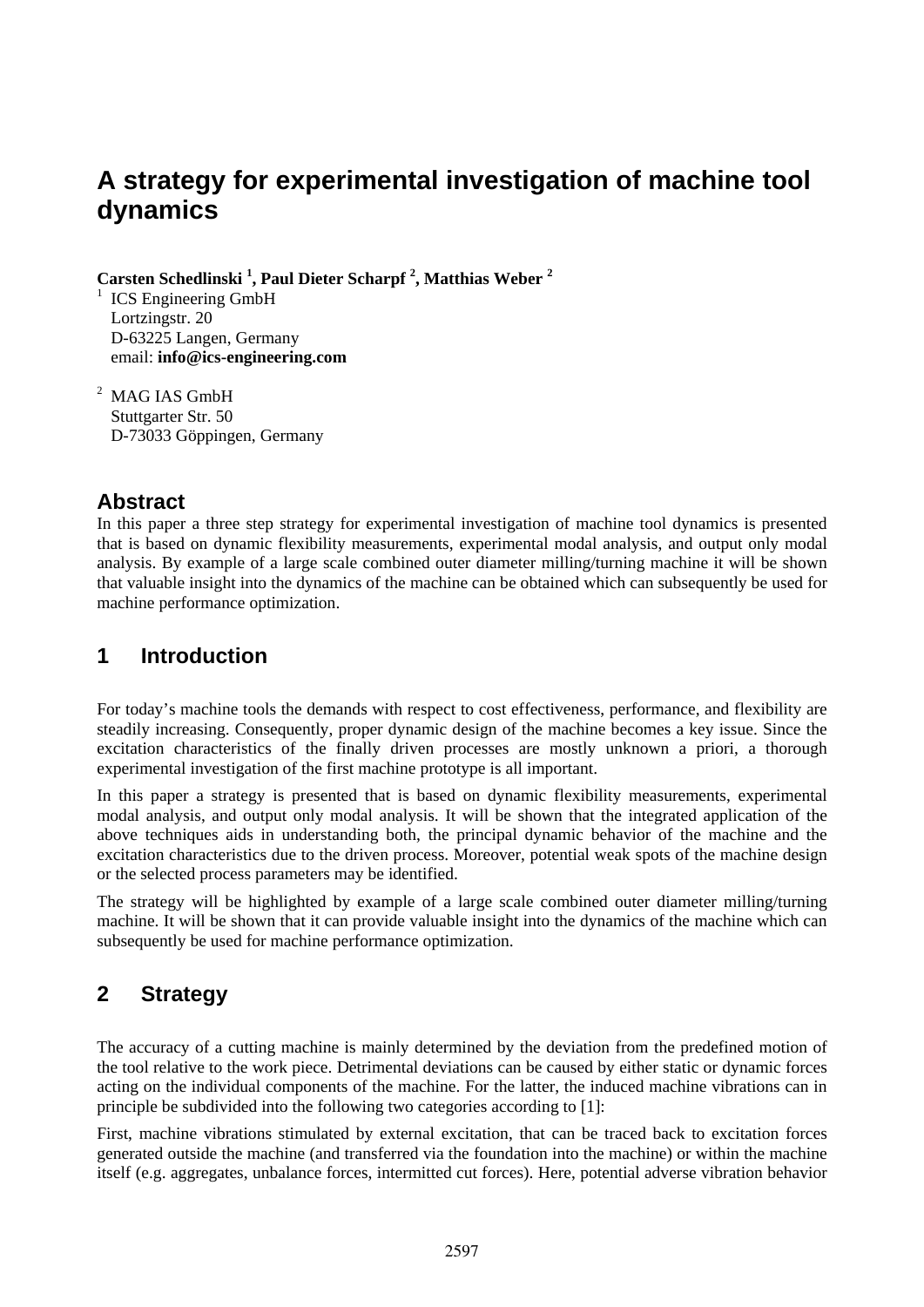# A strategy for experimental investigation of machine tool dynamics

**Carsten Schedlinski [1], Paul Dieter Scharpf [2], Matthias Weber [2]**

[1] ICS Engineering GmbH
Lortzingstr. 20
D-63225 Langen, Germany
email: **info@ics-engineering.com**

[2] MAG IAS GmbH
Stuttgarter Str. 50
D-73033 Göppingen, Germany

## Abstract

In this paper a three step strategy for experimental investigation of machine tool dynamics is presented that is based on dynamic flexibility measurements, experimental modal analysis, and output only modal analysis. By example of a large scale combined outer diameter milling/turning machine it will be shown that valuable insight into the dynamics of the machine can be obtained which can subsequently be used for machine performance optimization.

## 1 Introduction

For today's machine tools the demands with respect to cost effectiveness, performance, and flexibility are steadily increasing. Consequently, proper dynamic design of the machine becomes a key issue. Since the excitation characteristics of the finally driven processes are mostly unknown a priori, a thorough experimental investigation of the first machine prototype is all important.

In this paper a strategy is presented that is based on dynamic flexibility measurements, experimental modal analysis, and output only modal analysis. It will be shown that the integrated application of the above techniques aids in understanding both, the principal dynamic behavior of the machine and the excitation characteristics due to the driven process. Moreover, potential weak spots of the machine design or the selected process parameters may be identified.

The strategy will be highlighted by example of a large scale combined outer diameter milling/turning machine. It will be shown that it can provide valuable insight into the dynamics of the machine which can subsequently be used for machine performance optimization.

## 2 Strategy

The accuracy of a cutting machine is mainly determined by the deviation from the predefined motion of the tool relative to the work piece. Detrimental deviations can be caused by either static or dynamic forces acting on the individual components of the machine. For the latter, the induced machine vibrations can in principle be subdivided into the following two categories according to [1]:

First, machine vibrations stimulated by external excitation, that can be traced back to excitation forces generated outside the machine (and transferred via the foundation into the machine) or within the machine itself (e.g. aggregates, unbalance forces, intermitted cut forces). Here, potential adverse vibration behavior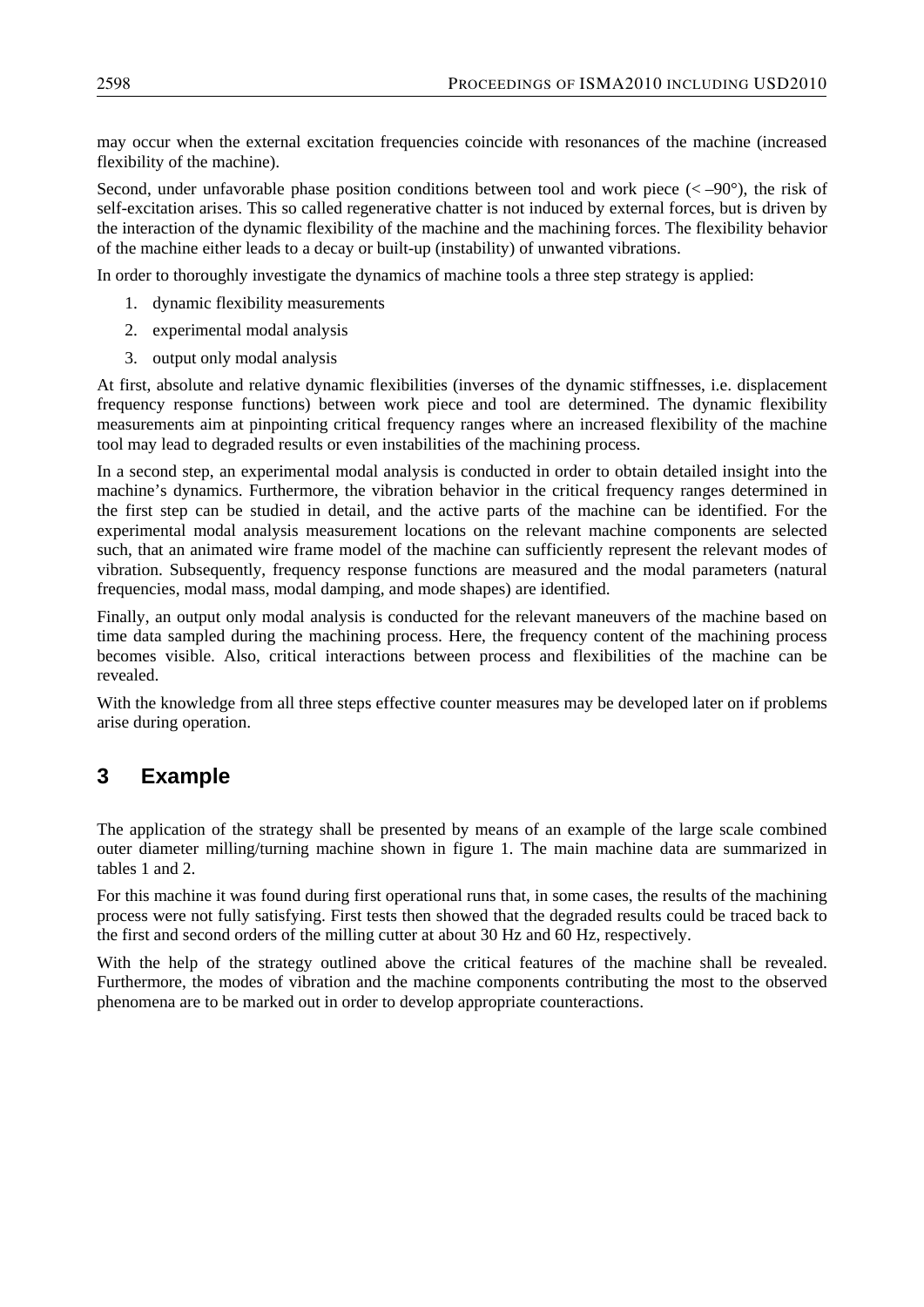may occur when the external excitation frequencies coincide with resonances of the machine (increased flexibility of the machine).

Second, under unfavorable phase position conditions between tool and work piece (< –90°), the risk of self-excitation arises. This so called regenerative chatter is not induced by external forces, but is driven by the interaction of the dynamic flexibility of the machine and the machining forces. The flexibility behavior of the machine either leads to a decay or built-up (instability) of unwanted vibrations.

In order to thoroughly investigate the dynamics of machine tools a three step strategy is applied:

1. dynamic flexibility measurements
2. experimental modal analysis
3. output only modal analysis

At first, absolute and relative dynamic flexibilities (inverses of the dynamic stiffnesses, i.e. displacement frequency response functions) between work piece and tool are determined. The dynamic flexibility measurements aim at pinpointing critical frequency ranges where an increased flexibility of the machine tool may lead to degraded results or even instabilities of the machining process.

In a second step, an experimental modal analysis is conducted in order to obtain detailed insight into the machine's dynamics. Furthermore, the vibration behavior in the critical frequency ranges determined in the first step can be studied in detail, and the active parts of the machine can be identified. For the experimental modal analysis measurement locations on the relevant machine components are selected such, that an animated wire frame model of the machine can sufficiently represent the relevant modes of vibration. Subsequently, frequency response functions are measured and the modal parameters (natural frequencies, modal mass, modal damping, and mode shapes) are identified.

Finally, an output only modal analysis is conducted for the relevant maneuvers of the machine based on time data sampled during the machining process. Here, the frequency content of the machining process becomes visible. Also, critical interactions between process and flexibilities of the machine can be revealed.

With the knowledge from all three steps effective counter measures may be developed later on if problems arise during operation.

# 3 Example

The application of the strategy shall be presented by means of an example of the large scale combined outer diameter milling/turning machine shown in figure 1. The main machine data are summarized in tables 1 and 2.

For this machine it was found during first operational runs that, in some cases, the results of the machining process were not fully satisfying. First tests then showed that the degraded results could be traced back to the first and second orders of the milling cutter at about 30 Hz and 60 Hz, respectively.

With the help of the strategy outlined above the critical features of the machine shall be revealed. Furthermore, the modes of vibration and the machine components contributing the most to the observed phenomena are to be marked out in order to develop appropriate counteractions.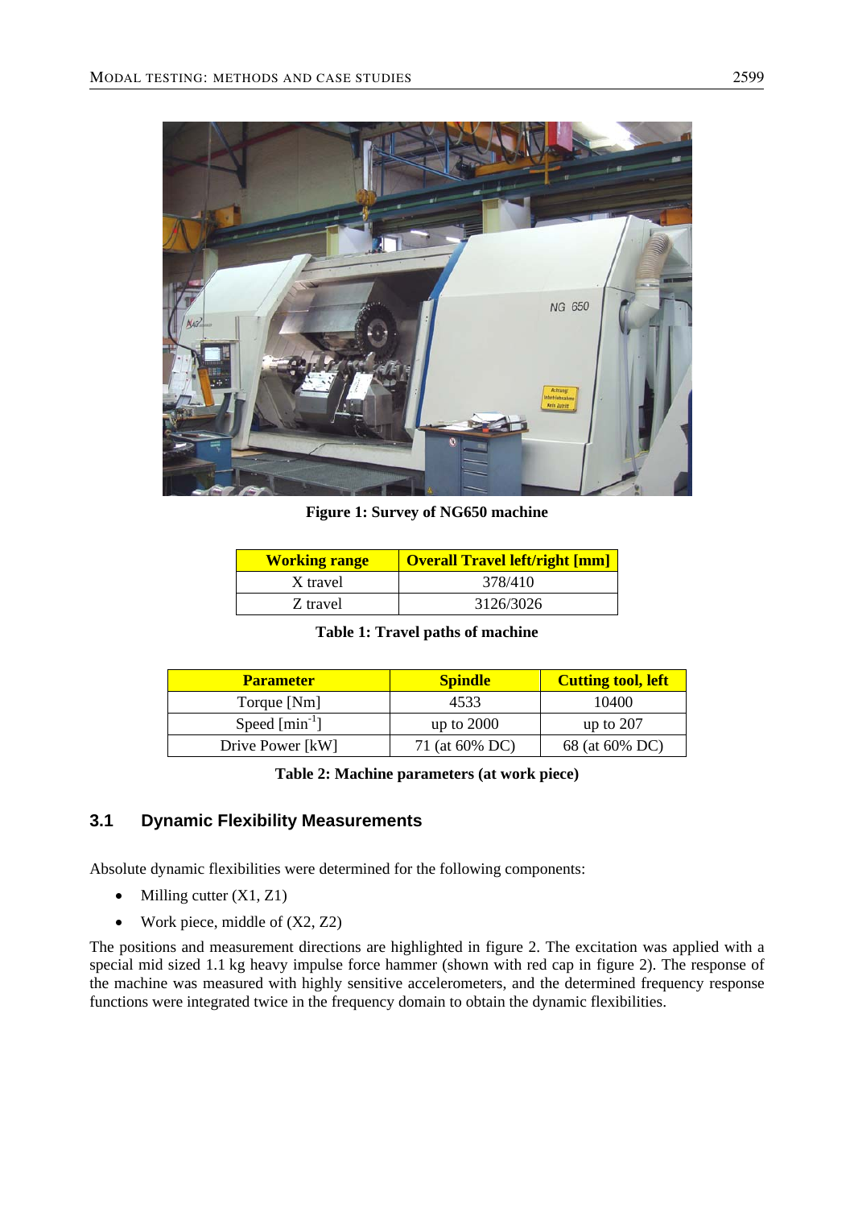Figure 1: Survey of NG650 machine

| Working range | Overall Travel left/right [mm] |
| --- | --- |
| X travel | 378/410 |
| Z travel | 3126/3026 |

Table 1: Travel paths of machine

| Parameter | Spindle | Cutting tool, left |
| --- | --- | --- |
| Torque [Nm] | 4533 | 10400 |
| Speed [min$^{-1}$] | up to 2000 | up to 207 |
| Drive Power [kW] | 71 (at 60% DC) | 68 (at 60% DC) |

Table 2: Machine parameters (at work piece)

### 3.1 Dynamic Flexibility Measurements

Absolute dynamic flexibilities were determined for the following components:

- Milling cutter (X1, Z1)
- Work piece, middle of (X2, Z2)

The positions and measurement directions are highlighted in figure 2. The excitation was applied with a special mid sized 1.1 kg heavy impulse force hammer (shown with red cap in figure 2). The response of the machine was measured with highly sensitive accelerometers, and the determined frequency response functions were integrated twice in the frequency domain to obtain the dynamic flexibilities.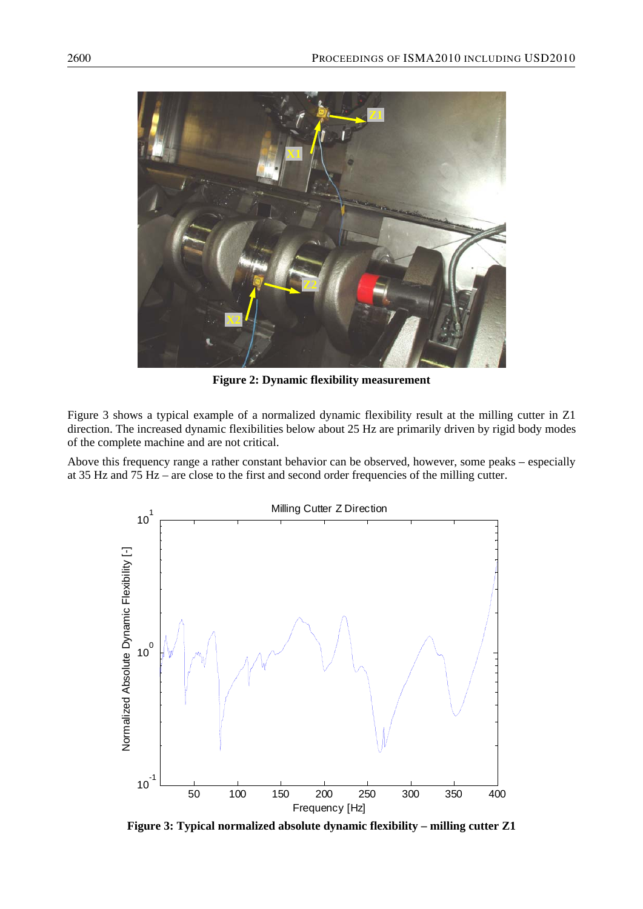Figure 2: Dynamic flexibility measurement

Figure 3 shows a typical example of a normalized dynamic flexibility result at the milling cutter in Z1 direction. The increased dynamic flexibilities below about 25 Hz are primarily driven by rigid body modes of the complete machine and are not critical.

Above this frequency range a rather constant behavior can be observed, however, some peaks – especially at 35 Hz and 75 Hz – are close to the first and second order frequencies of the milling cutter.

Figure 3: Typical normalized absolute dynamic flexibility – milling cutter Z1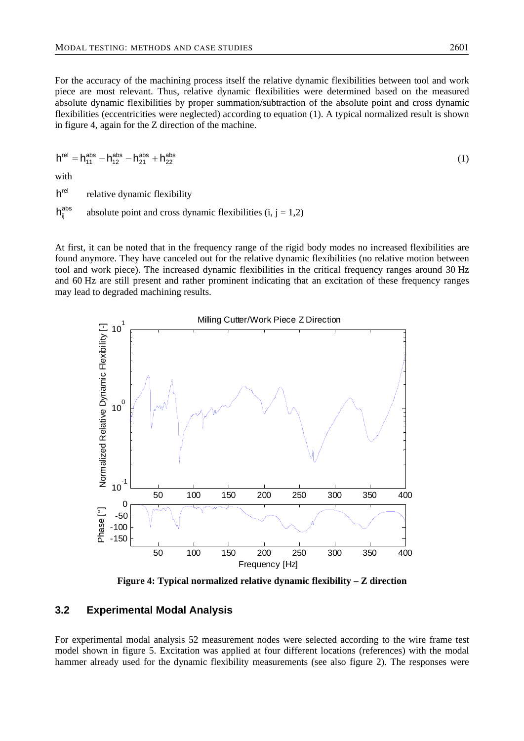For the accuracy of the machining process itself the relative dynamic flexibilities between tool and work piece are most relevant. Thus, relative dynamic flexibilities were determined based on the measured absolute dynamic flexibilities by proper summation/subtraction of the absolute point and cross dynamic flexibilities (eccentricities were neglected) according to equation (1). A typical normalized result is shown in figure 4, again for the Z direction of the machine.

$$h^{rel} = h_{11}^{abs} - h_{12}^{abs} - h_{21}^{abs} + h_{22}^{abs} \tag{1}$$

with

$h^{rel}$ relative dynamic flexibility

$h_{ij}^{abs}$ absolute point and cross dynamic flexibilities (i, j = 1,2)

At first, it can be noted that in the frequency range of the rigid body modes no increased flexibilities are found anymore. They have canceled out for the relative dynamic flexibilities (no relative motion between tool and work piece). The increased dynamic flexibilities in the critical frequency ranges around 30 Hz and 60 Hz are still present and rather prominent indicating that an excitation of these frequency ranges may lead to degraded machining results.

**Figure 4: Typical normalized relative dynamic flexibility – Z direction**

### 3.2 Experimental Modal Analysis

For experimental modal analysis 52 measurement nodes were selected according to the wire frame test model shown in figure 5. Excitation was applied at four different locations (references) with the modal hammer already used for the dynamic flexibility measurements (see also figure 2). The responses were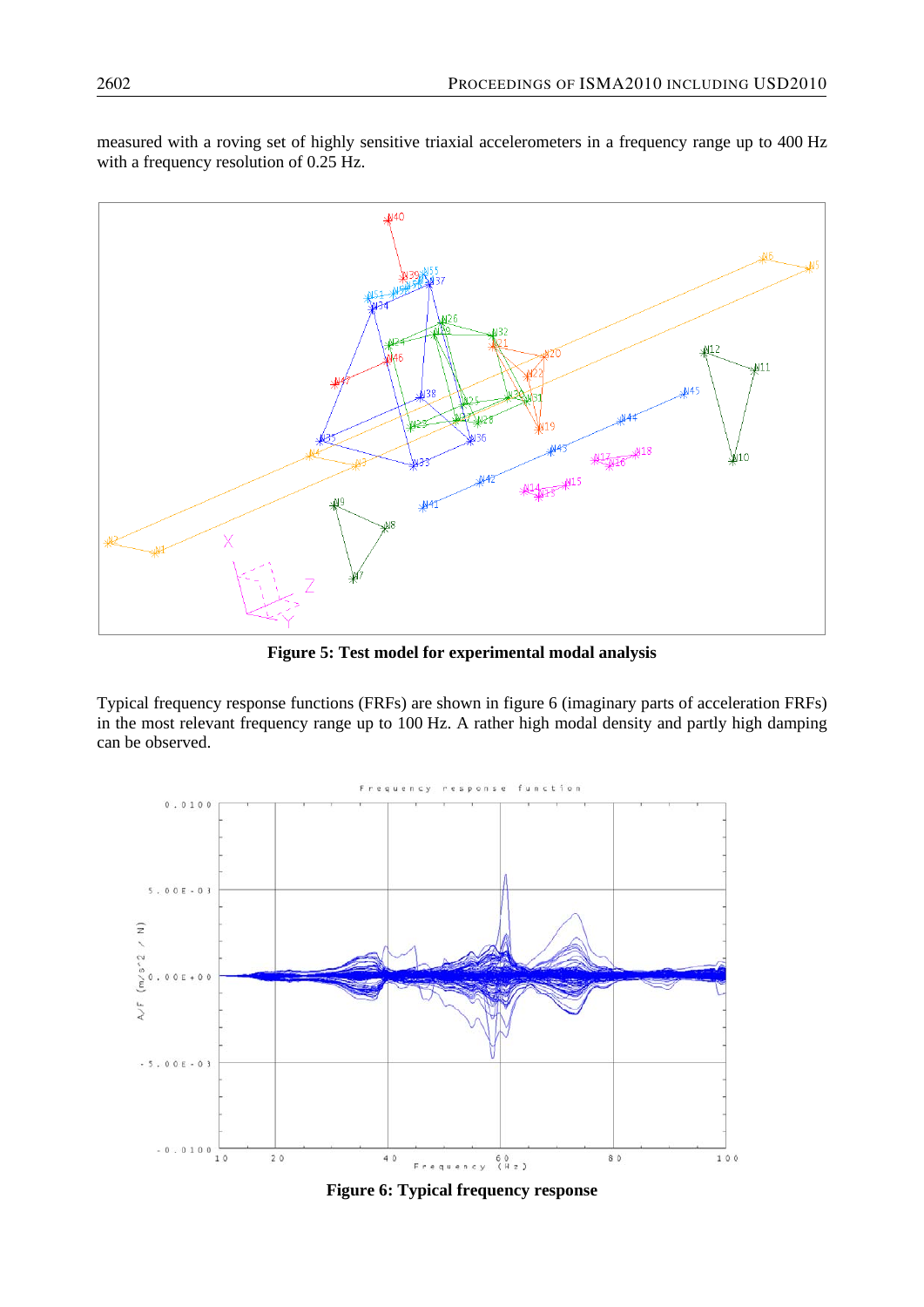measured with a roving set of highly sensitive triaxial accelerometers in a frequency range up to 400 Hz with a frequency resolution of 0.25 Hz.

**Figure 5: Test model for experimental modal analysis**

Typical frequency response functions (FRFs) are shown in figure 6 (imaginary parts of acceleration FRFs) in the most relevant frequency range up to 100 Hz. A rather high modal density and partly high damping can be observed.

**Figure 6: Typical frequency response**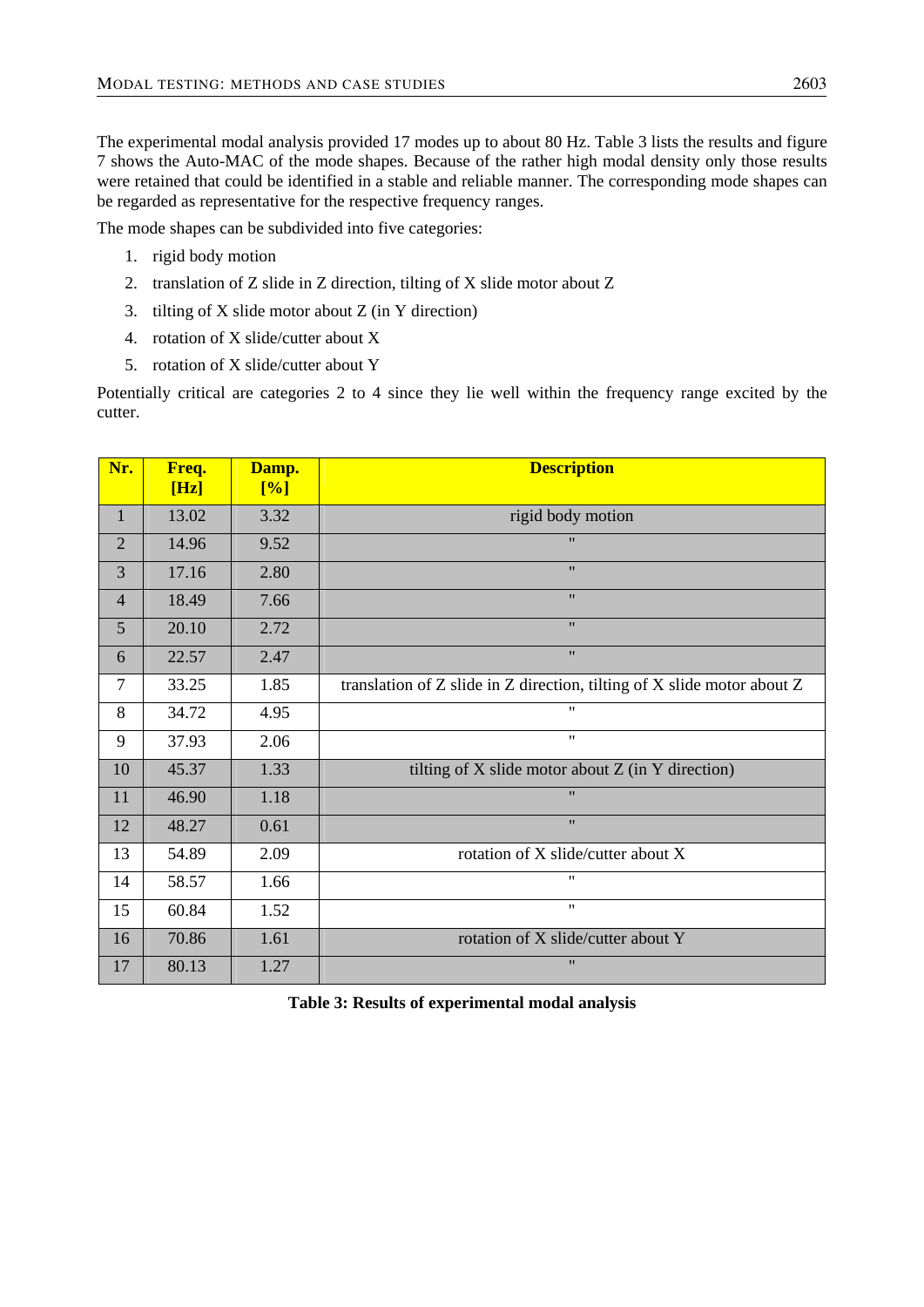The experimental modal analysis provided 17 modes up to about 80 Hz. Table 3 lists the results and figure 7 shows the Auto-MAC of the mode shapes. Because of the rather high modal density only those results were retained that could be identified in a stable and reliable manner. The corresponding mode shapes can be regarded as representative for the respective frequency ranges.

The mode shapes can be subdivided into five categories:

1. rigid body motion
2. translation of Z slide in Z direction, tilting of X slide motor about Z
3. tilting of X slide motor about Z (in Y direction)
4. rotation of X slide/cutter about X
5. rotation of X slide/cutter about Y

Potentially critical are categories 2 to 4 since they lie well within the frequency range excited by the cutter.

| Nr. | Freq. [Hz] | Damp. [%] | Description |
|---|---|---|---|
| 1 | 13.02 | 3.32 | rigid body motion |
| 2 | 14.96 | 9.52 | " |
| 3 | 17.16 | 2.80 | " |
| 4 | 18.49 | 7.66 | " |
| 5 | 20.10 | 2.72 | " |
| 6 | 22.57 | 2.47 | " |
| 7 | 33.25 | 1.85 | translation of Z slide in Z direction, tilting of X slide motor about Z |
| 8 | 34.72 | 4.95 | " |
| 9 | 37.93 | 2.06 | " |
| 10 | 45.37 | 1.33 | tilting of X slide motor about Z (in Y direction) |
| 11 | 46.90 | 1.18 | " |
| 12 | 48.27 | 0.61 | " |
| 13 | 54.89 | 2.09 | rotation of X slide/cutter about X |
| 14 | 58.57 | 1.66 | " |
| 15 | 60.84 | 1.52 | " |
| 16 | 70.86 | 1.61 | rotation of X slide/cutter about Y |
| 17 | 80.13 | 1.27 | " |

**Table 3: Results of experimental modal analysis**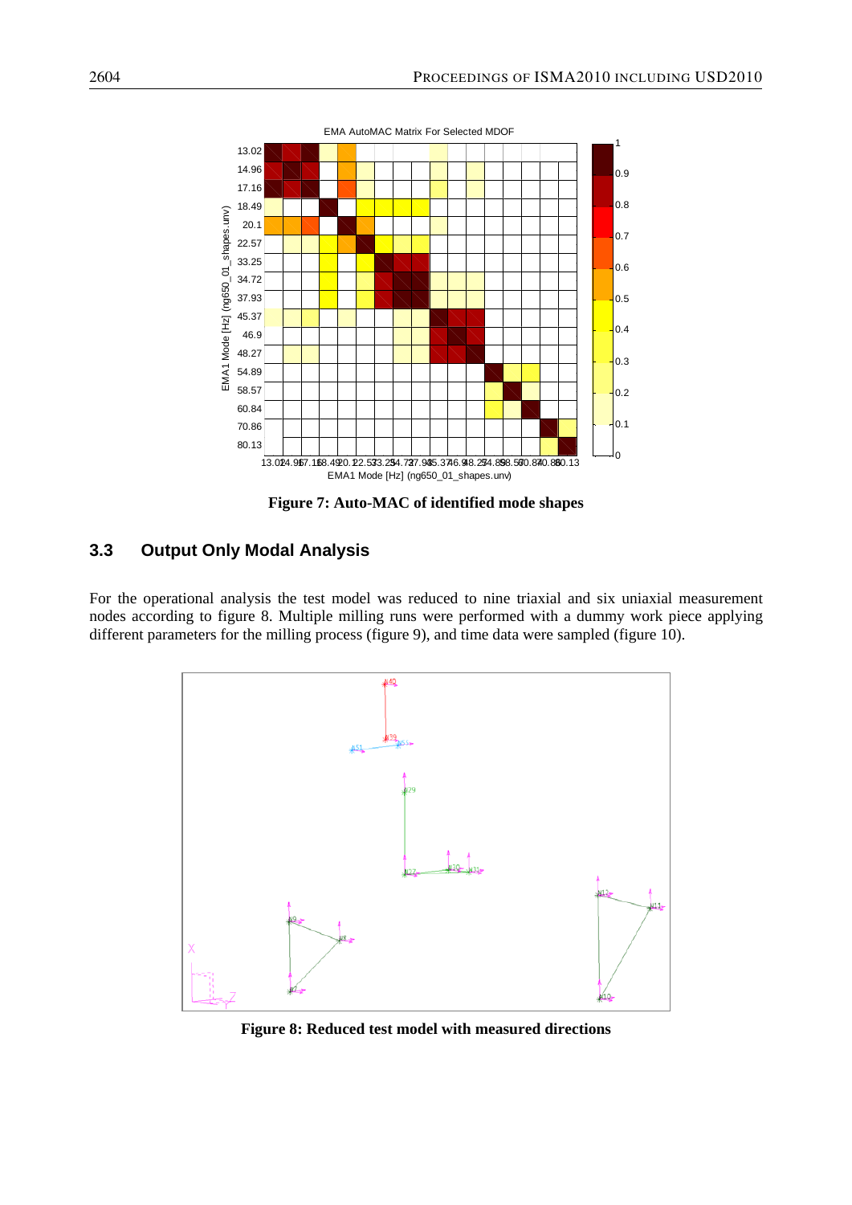Figure 7: Auto-MAC of identified mode shapes

### 3.3 Output Only Modal Analysis

For the operational analysis the test model was reduced to nine triaxial and six uniaxial measurement nodes according to figure 8. Multiple milling runs were performed with a dummy work piece applying different parameters for the milling process (figure 9), and time data were sampled (figure 10).

Figure 8: Reduced test model with measured directions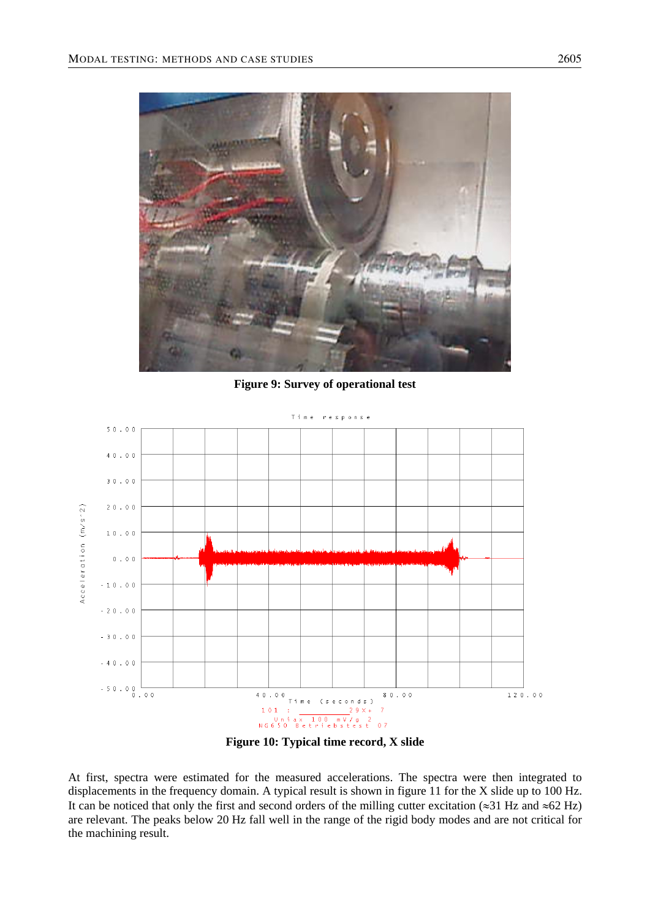**Figure 9: Survey of operational test**

**Figure 10: Typical time record, X slide**

At first, spectra were estimated for the measured accelerations. The spectra were then integrated to displacements in the frequency domain. A typical result is shown in figure 11 for the X slide up to 100 Hz. It can be noticed that only the first and second orders of the milling cutter excitation (≈31 Hz and ≈62 Hz) are relevant. The peaks below 20 Hz fall well in the range of the rigid body modes and are not critical for the machining result.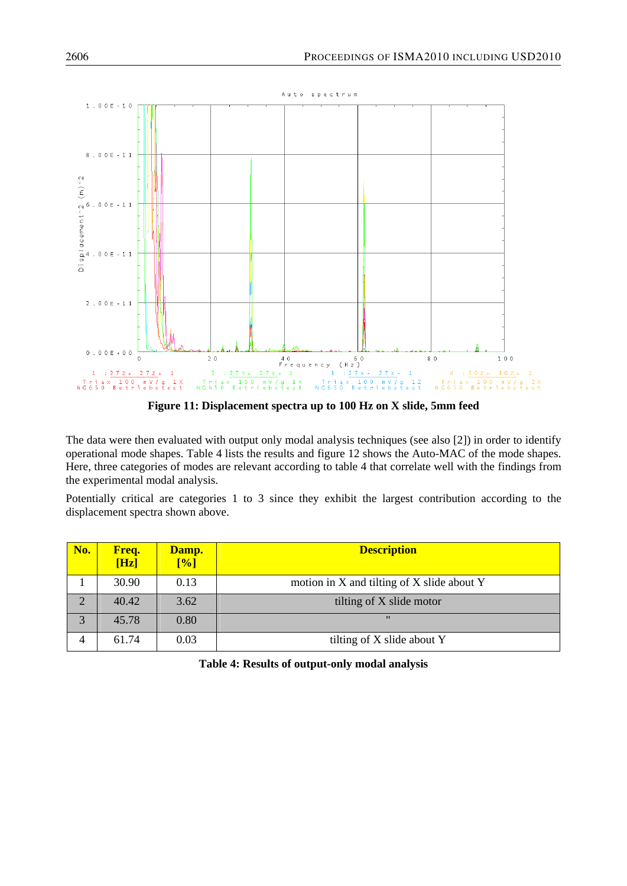**Figure 11: Displacement spectra up to 100 Hz on X slide, 5mm feed**

The data were then evaluated with output only modal analysis techniques (see also [2]) in order to identify operational mode shapes. Table 4 lists the results and figure 12 shows the Auto-MAC of the mode shapes. Here, three categories of modes are relevant according to table 4 that correlate well with the findings from the experimental modal analysis.

Potentially critical are categories 1 to 3 since they exhibit the largest contribution according to the displacement spectra shown above.

| No. | Freq. [Hz] | Damp. [%] | Description |
|---|---|---|---|
| 1 | 30.90 | 0.13 | motion in X and tilting of X slide about Y |
| 2 | 40.42 | 3.62 | tilting of X slide motor |
| 3 | 45.78 | 0.80 | " |
| 4 | 61.74 | 0.03 | tilting of X slide about Y |

**Table 4: Results of output-only modal analysis**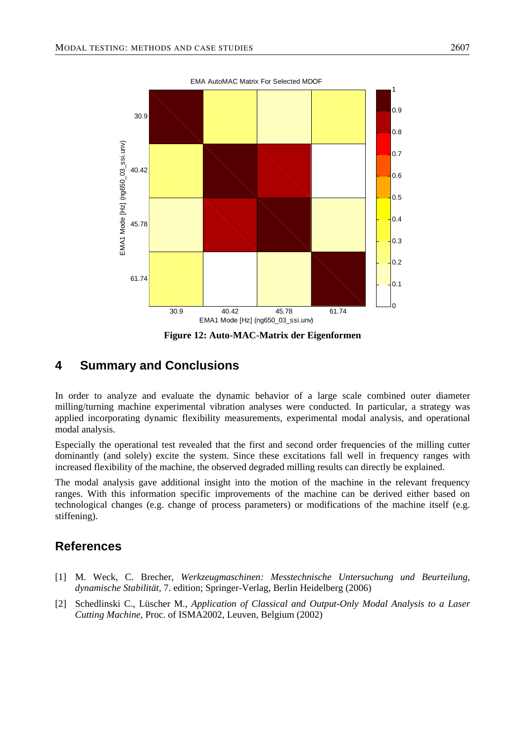EMA AutoMAC Matrix For Selected MDOF

EMA1 Mode [Hz] (ng650_03_ssi.unv)

30.9
40.42
45.78
61.74

30.9
40.42
45.78
61.74

EMA1 Mode [Hz] (ng650_03_ssi.unv)

1
0.9
0.8
0.7
0.6
0.5
0.4
0.3
0.2
0.1
0

**Figure 12: Auto-MAC-Matrix der Eigenformen**

## 4 Summary and Conclusions

In order to analyze and evaluate the dynamic behavior of a large scale combined outer diameter milling/turning machine experimental vibration analyses were conducted. In particular, a strategy was applied incorporating dynamic flexibility measurements, experimental modal analysis, and operational modal analysis.

Especially the operational test revealed that the first and second order frequencies of the milling cutter dominantly (and solely) excite the system. Since these excitations fall well in frequency ranges with increased flexibility of the machine, the observed degraded milling results can directly be explained.

The modal analysis gave additional insight into the motion of the machine in the relevant frequency ranges. With this information specific improvements of the machine can be derived either based on technological changes (e.g. change of process parameters) or modifications of the machine itself (e.g. stiffening).

## References

[1] M. Weck, C. Brecher, *Werkzeugmaschinen: Messtechnische Untersuchung und Beurteilung, dynamische Stabilität*, 7. edition; Springer-Verlag, Berlin Heidelberg (2006)

[2] Schedlinski C., Lüscher M., *Application of Classical and Output-Only Modal Analysis to a Laser Cutting Machine*, Proc. of ISMA2002, Leuven, Belgium (2002)